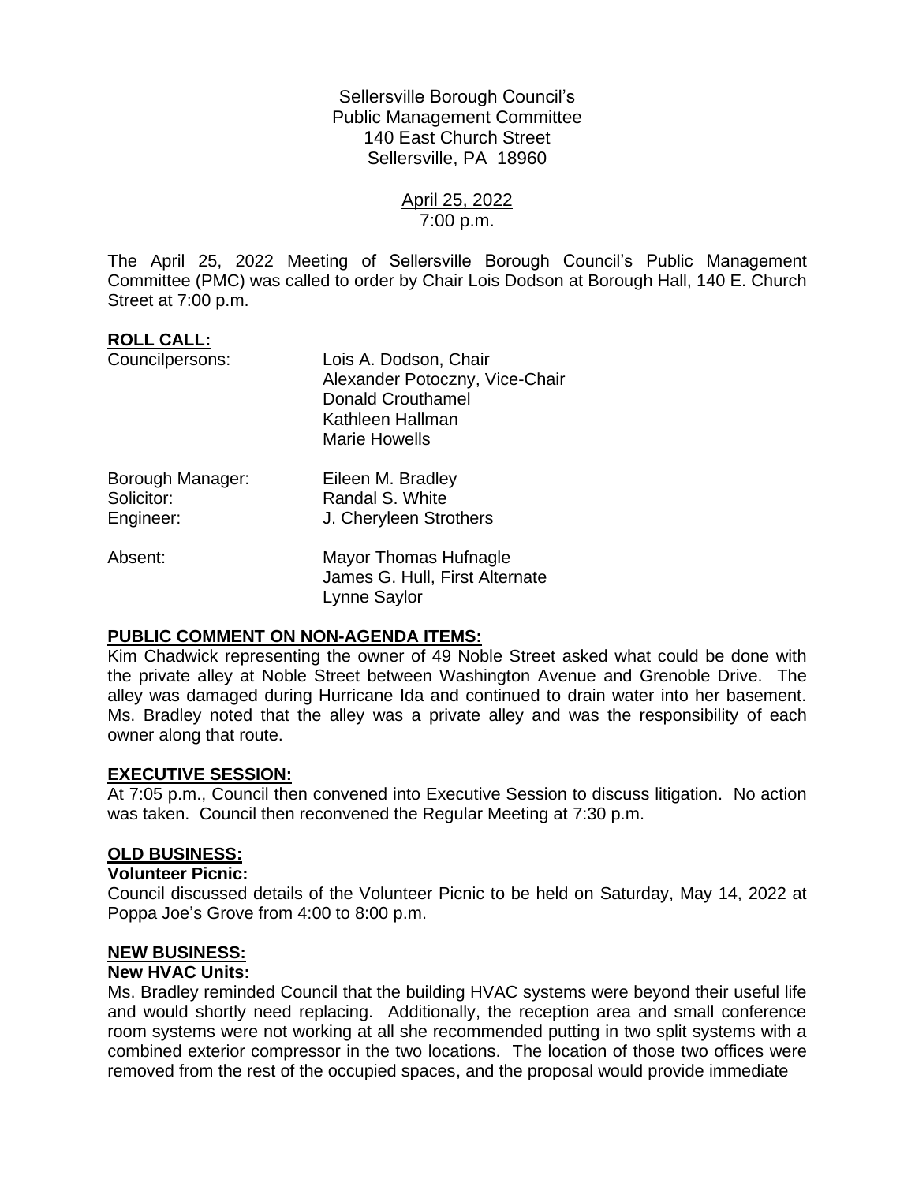Sellersville Borough Council's
Public Management Committee
140 East Church Street
Sellersville, PA 18960

April 25, 2022
7:00 p.m.

The April 25, 2022 Meeting of Sellersville Borough Council's Public Management Committee (PMC) was called to order by Chair Lois Dodson at Borough Hall, 140 E. Church Street at 7:00 p.m.

**ROLL CALL:**

| | |
|---|---|
| Councilpersons: | Lois A. Dodson, Chair |
| | Alexander Potoczny, Vice-Chair |
| | Donald Crouthamel |
| | Kathleen Hallman |
| | Marie Howells |
| Borough Manager: | Eileen M. Bradley |
| Solicitor: | Randal S. White |
| Engineer: | J. Cheryleen Strothers |
| Absent: | Mayor Thomas Hufnagle |
| | James G. Hull, First Alternate |
| | Lynne Saylor |

**PUBLIC COMMENT ON NON-AGENDA ITEMS:**

Kim Chadwick representing the owner of 49 Noble Street asked what could be done with the private alley at Noble Street between Washington Avenue and Grenoble Drive. The alley was damaged during Hurricane Ida and continued to drain water into her basement. Ms. Bradley noted that the alley was a private alley and was the responsibility of each owner along that route.

**EXECUTIVE SESSION:**

At 7:05 p.m., Council then convened into Executive Session to discuss litigation. No action was taken. Council then reconvened the Regular Meeting at 7:30 p.m.

**OLD BUSINESS:**

**Volunteer Picnic:**

Council discussed details of the Volunteer Picnic to be held on Saturday, May 14, 2022 at Poppa Joe's Grove from 4:00 to 8:00 p.m.

**NEW BUSINESS:**

**New HVAC Units:**

Ms. Bradley reminded Council that the building HVAC systems were beyond their useful life and would shortly need replacing. Additionally, the reception area and small conference room systems were not working at all she recommended putting in two split systems with a combined exterior compressor in the two locations. The location of those two offices were removed from the rest of the occupied spaces, and the proposal would provide immediate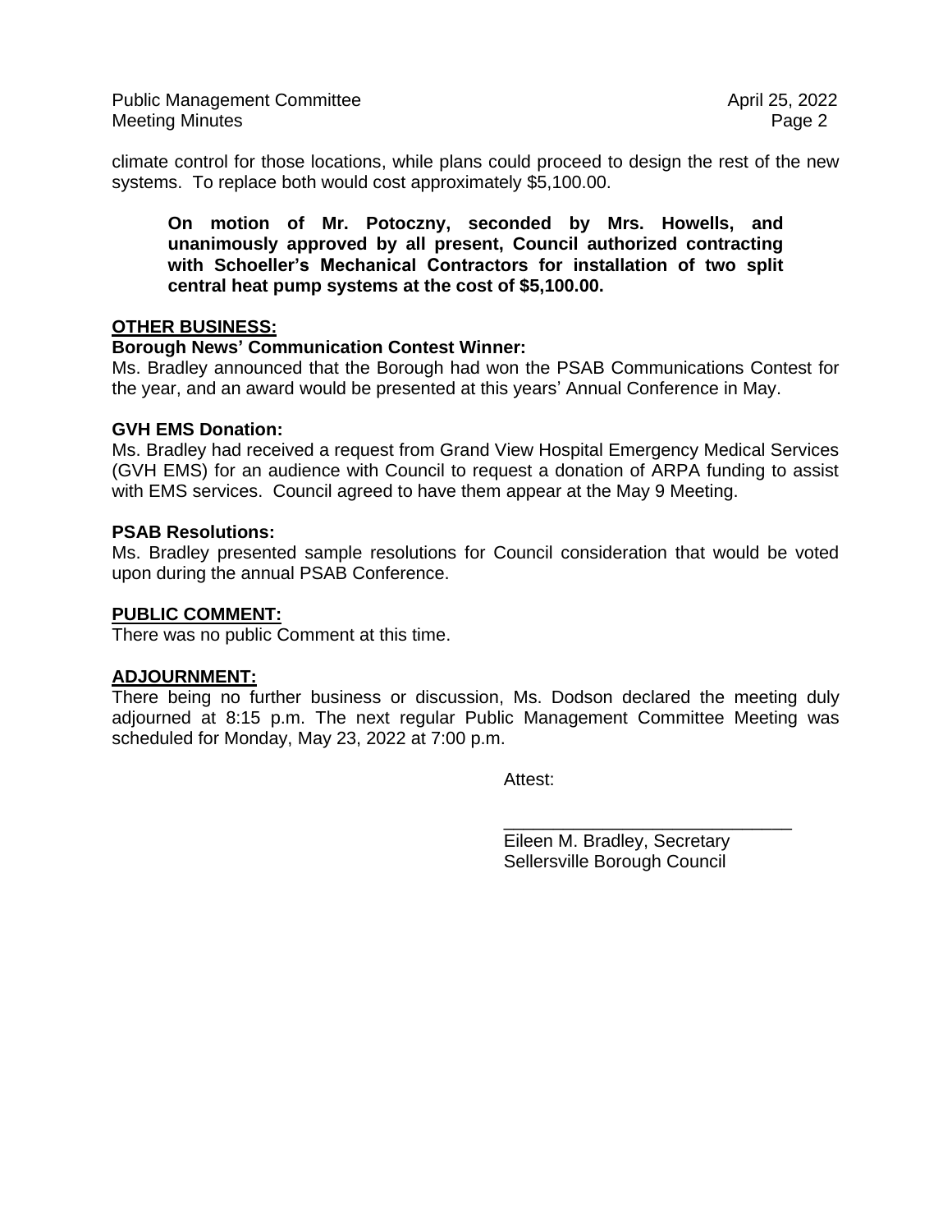climate control for those locations, while plans could proceed to design the rest of the new systems. To replace both would cost approximately $5,100.00.

> **On motion of Mr. Potoczny, seconded by Mrs. Howells, and unanimously approved by all present, Council authorized contracting with Schoeller's Mechanical Contractors for installation of two split central heat pump systems at the cost of $5,100.00.**

## OTHER BUSINESS:

**Borough News' Communication Contest Winner:**
Ms. Bradley announced that the Borough had won the PSAB Communications Contest for the year, and an award would be presented at this years' Annual Conference in May.

**GVH EMS Donation:**
Ms. Bradley had received a request from Grand View Hospital Emergency Medical Services (GVH EMS) for an audience with Council to request a donation of ARPA funding to assist with EMS services. Council agreed to have them appear at the May 9 Meeting.

**PSAB Resolutions:**
Ms. Bradley presented sample resolutions for Council consideration that would be voted upon during the annual PSAB Conference.

## PUBLIC COMMENT:

There was no public Comment at this time.

## ADJOURNMENT:

There being no further business or discussion, Ms. Dodson declared the meeting duly adjourned at 8:15 p.m. The next regular Public Management Committee Meeting was scheduled for Monday, May 23, 2022 at 7:00 p.m.

Attest:

______________________________
Eileen M. Bradley, Secretary
Sellersville Borough Council